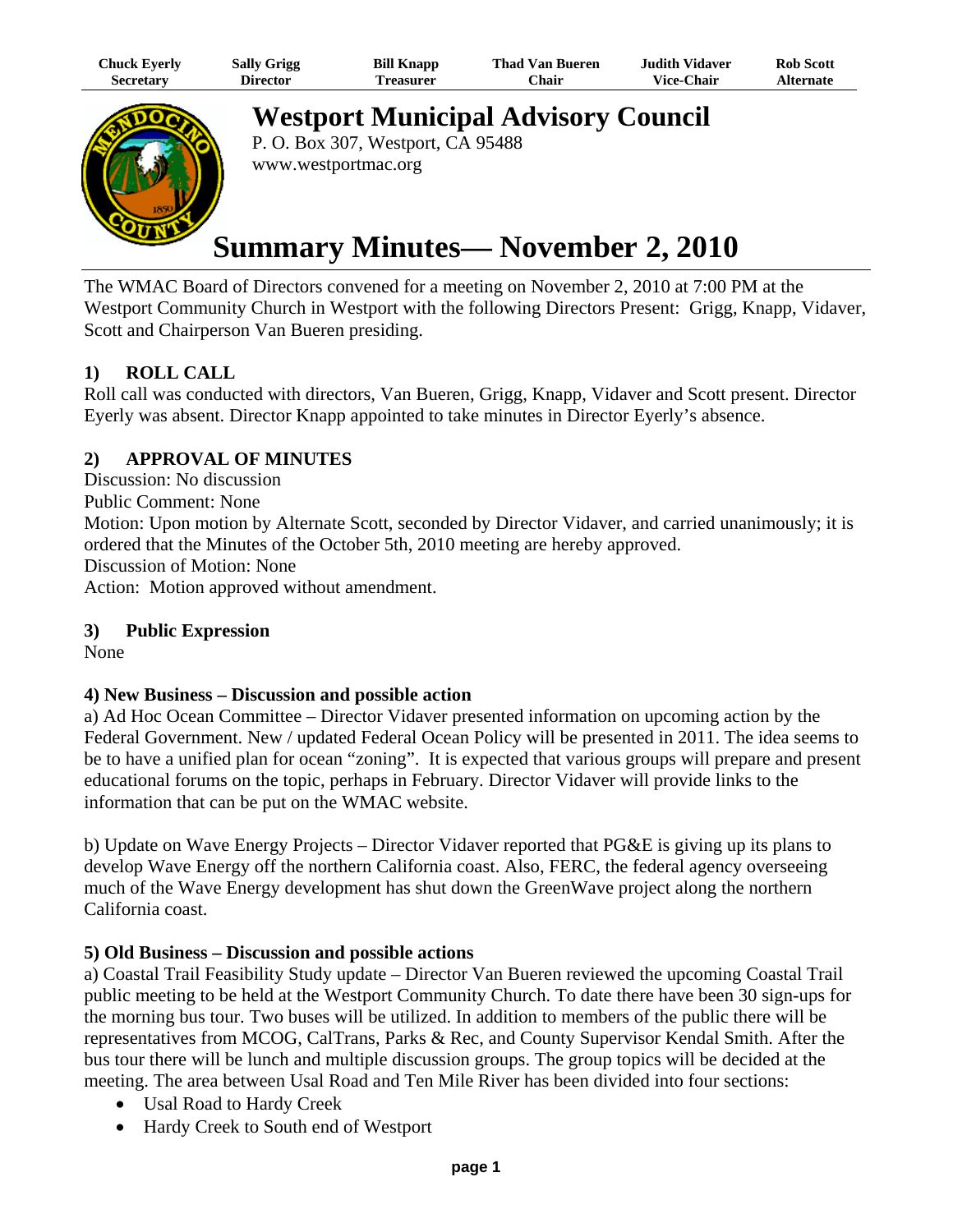| Chuck Eyerly | Sally Grigg | Bill Knapp | Thad Van Bueren | Judith Vidaver | Rob Scott |
|---|---|---|---|---|---|
| Secretary | Director | Treasurer | Chair | Vice-Chair | Alternate |

# Westport Municipal Advisory Council

P. O. Box 307, Westport, CA 95488
www.westportmac.org

# Summary Minutes— November 2, 2010

The WMAC Board of Directors convened for a meeting on November 2, 2010 at 7:00 PM at the Westport Community Church in Westport with the following Directors Present: Grigg, Knapp, Vidaver, Scott and Chairperson Van Bueren presiding.

## 1) ROLL CALL

Roll call was conducted with directors, Van Bueren, Grigg, Knapp, Vidaver and Scott present. Director Eyerly was absent. Director Knapp appointed to take minutes in Director Eyerly's absence.

## 2) APPROVAL OF MINUTES

Discussion: No discussion
Public Comment: None
Motion: Upon motion by Alternate Scott, seconded by Director Vidaver, and carried unanimously; it is ordered that the Minutes of the October 5th, 2010 meeting are hereby approved.
Discussion of Motion: None
Action: Motion approved without amendment.

## 3) Public Expression

None

### 4) New Business – Discussion and possible action

a) Ad Hoc Ocean Committee – Director Vidaver presented information on upcoming action by the Federal Government. New / updated Federal Ocean Policy will be presented in 2011. The idea seems to be to have a unified plan for ocean "zoning". It is expected that various groups will prepare and present educational forums on the topic, perhaps in February. Director Vidaver will provide links to the information that can be put on the WMAC website.

b) Update on Wave Energy Projects – Director Vidaver reported that PG&E is giving up its plans to develop Wave Energy off the northern California coast. Also, FERC, the federal agency overseeing much of the Wave Energy development has shut down the GreenWave project along the northern California coast.

### 5) Old Business – Discussion and possible actions

a) Coastal Trail Feasibility Study update – Director Van Bueren reviewed the upcoming Coastal Trail public meeting to be held at the Westport Community Church. To date there have been 30 sign-ups for the morning bus tour. Two buses will be utilized. In addition to members of the public there will be representatives from MCOG, CalTrans, Parks & Rec, and County Supervisor Kendal Smith. After the bus tour there will be lunch and multiple discussion groups. The group topics will be decided at the meeting. The area between Usal Road and Ten Mile River has been divided into four sections:

- Usal Road to Hardy Creek
- Hardy Creek to South end of Westport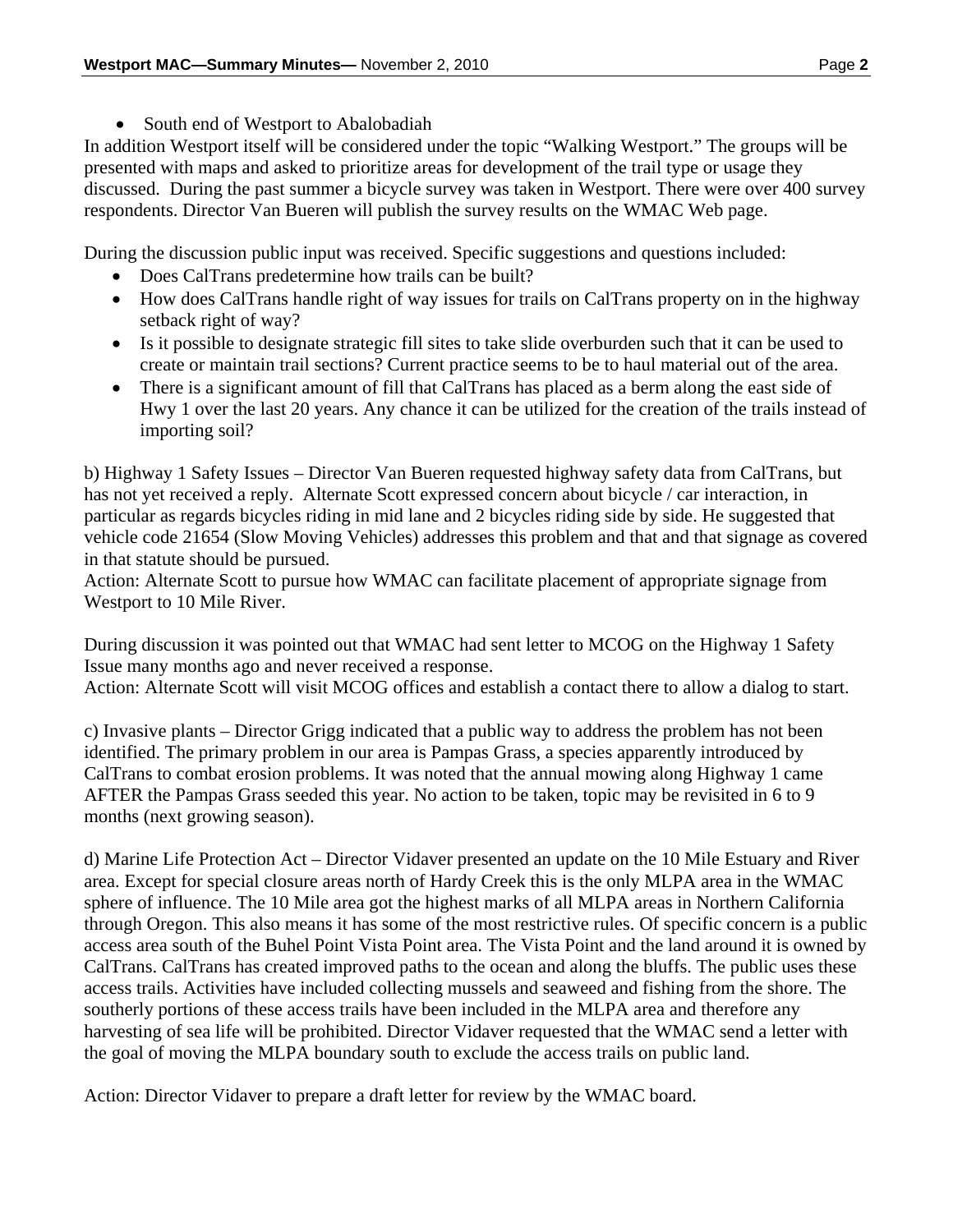- South end of Westport to Abalobadiah

In addition Westport itself will be considered under the topic “Walking Westport.” The groups will be presented with maps and asked to prioritize areas for development of the trail type or usage they discussed. During the past summer a bicycle survey was taken in Westport. There were over 400 survey respondents. Director Van Bueren will publish the survey results on the WMAC Web page.

During the discussion public input was received. Specific suggestions and questions included:

- Does CalTrans predetermine how trails can be built?
- How does CalTrans handle right of way issues for trails on CalTrans property on in the highway setback right of way?
- Is it possible to designate strategic fill sites to take slide overburden such that it can be used to create or maintain trail sections? Current practice seems to be to haul material out of the area.
- There is a significant amount of fill that CalTrans has placed as a berm along the east side of Hwy 1 over the last 20 years. Any chance it can be utilized for the creation of the trails instead of importing soil?

b) Highway 1 Safety Issues – Director Van Bueren requested highway safety data from CalTrans, but has not yet received a reply. Alternate Scott expressed concern about bicycle / car interaction, in particular as regards bicycles riding in mid lane and 2 bicycles riding side by side. He suggested that vehicle code 21654 (Slow Moving Vehicles) addresses this problem and that and that signage as covered in that statute should be pursued.
Action: Alternate Scott to pursue how WMAC can facilitate placement of appropriate signage from Westport to 10 Mile River.

During discussion it was pointed out that WMAC had sent letter to MCOG on the Highway 1 Safety Issue many months ago and never received a response.
Action: Alternate Scott will visit MCOG offices and establish a contact there to allow a dialog to start.

c) Invasive plants – Director Grigg indicated that a public way to address the problem has not been identified. The primary problem in our area is Pampas Grass, a species apparently introduced by CalTrans to combat erosion problems. It was noted that the annual mowing along Highway 1 came AFTER the Pampas Grass seeded this year. No action to be taken, topic may be revisited in 6 to 9 months (next growing season).

d) Marine Life Protection Act – Director Vidaver presented an update on the 10 Mile Estuary and River area. Except for special closure areas north of Hardy Creek this is the only MLPA area in the WMAC sphere of influence. The 10 Mile area got the highest marks of all MLPA areas in Northern California through Oregon. This also means it has some of the most restrictive rules. Of specific concern is a public access area south of the Buhel Point Vista Point area. The Vista Point and the land around it is owned by CalTrans. CalTrans has created improved paths to the ocean and along the bluffs. The public uses these access trails. Activities have included collecting mussels and seaweed and fishing from the shore. The southerly portions of these access trails have been included in the MLPA area and therefore any harvesting of sea life will be prohibited. Director Vidaver requested that the WMAC send a letter with the goal of moving the MLPA boundary south to exclude the access trails on public land.

Action: Director Vidaver to prepare a draft letter for review by the WMAC board.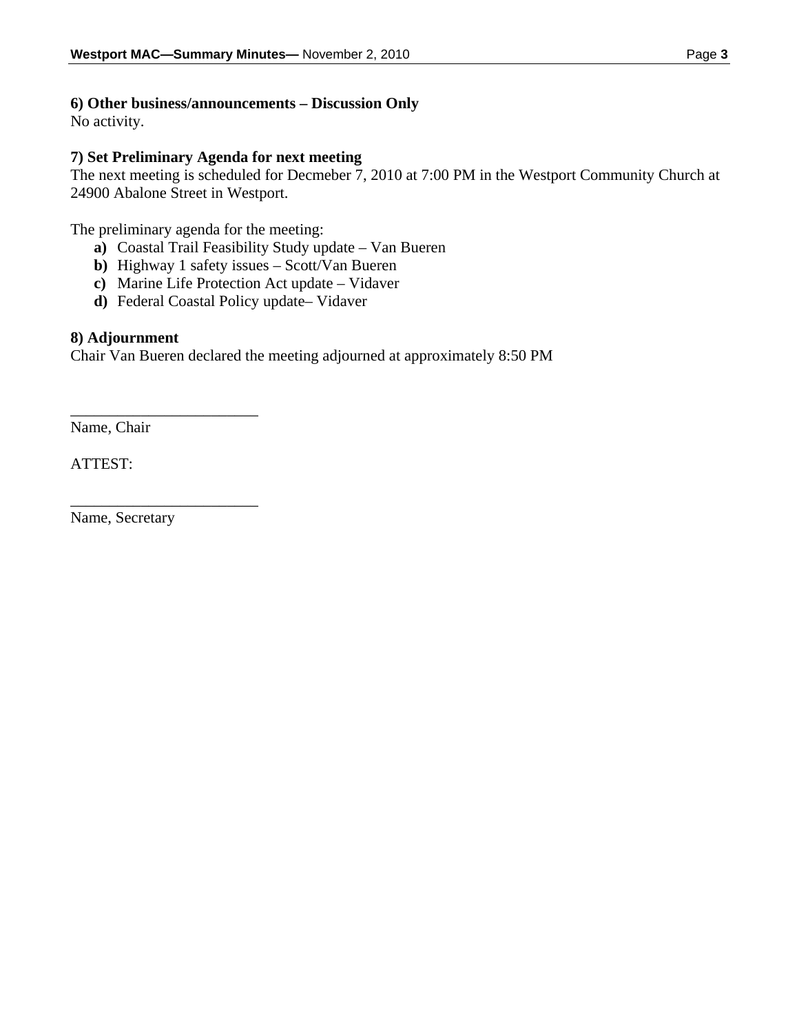**6) Other business/announcements – Discussion Only**
No activity.

**7) Set Preliminary Agenda for next meeting**
The next meeting is scheduled for Decmeber 7, 2010 at 7:00 PM in the Westport Community Church at 24900 Abalone Street in Westport.

The preliminary agenda for the meeting:

- **a)** Coastal Trail Feasibility Study update – Van Bueren
- **b)** Highway 1 safety issues – Scott/Van Bueren
- **c)** Marine Life Protection Act update – Vidaver
- **d)** Federal Coastal Policy update– Vidaver

**8) Adjournment**
Chair Van Bueren declared the meeting adjourned at approximately 8:50 PM

________________________
Name, Chair

ATTEST:

________________________
Name, Secretary